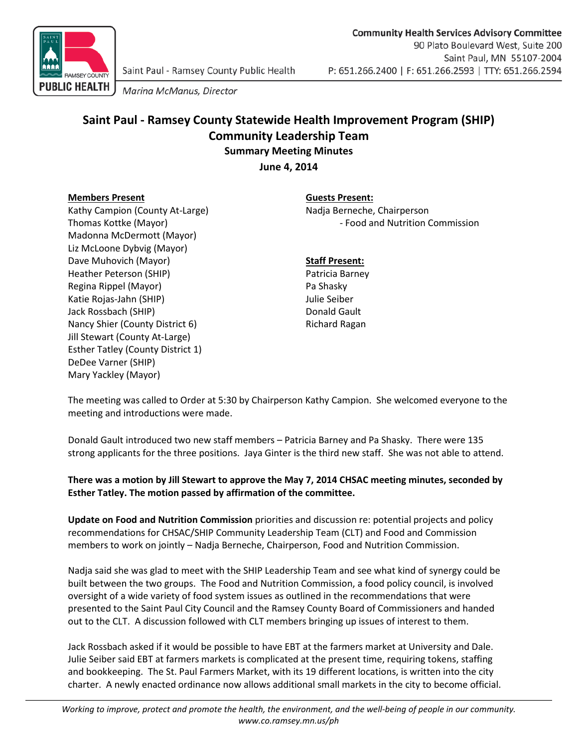Community Health Services Advisory Committee
90 Plato Boulevard West, Suite 200
Saint Paul, MN 55107-2004
P: 651.266.2400 | F: 651.266.2593 | TTY: 651.266.2594

Saint Paul - Ramsey County Public Health
*Marina McManus, Director*

# Saint Paul - Ramsey County Statewide Health Improvement Program (SHIP) Community Leadership Team

## Summary Meeting Minutes

## June 4, 2014

**Members Present**
Kathy Campion (County At-Large)
Thomas Kottke (Mayor)
Madonna McDermott (Mayor)
Liz McLoone Dybvig (Mayor)
Dave Muhovich (Mayor)
Heather Peterson (SHIP)
Regina Rippel (Mayor)
Katie Rojas-Jahn (SHIP)
Jack Rossbach (SHIP)
Nancy Shier (County District 6)
Jill Stewart (County At-Large)
Esther Tatley (County District 1)
DeDee Varner (SHIP)
Mary Yackley (Mayor)

**Guests Present:**
Nadja Berneche, Chairperson
- Food and Nutrition Commission

**Staff Present:**
Patricia Barney
Pa Shasky
Julie Seiber
Donald Gault
Richard Ragan

The meeting was called to Order at 5:30 by Chairperson Kathy Campion. She welcomed everyone to the meeting and introductions were made.

Donald Gault introduced two new staff members – Patricia Barney and Pa Shasky. There were 135 strong applicants for the three positions. Jaya Ginter is the third new staff. She was not able to attend.

**There was a motion by Jill Stewart to approve the May 7, 2014 CHSAC meeting minutes, seconded by Esther Tatley. The motion passed by affirmation of the committee.**

**Update on Food and Nutrition Commission** priorities and discussion re: potential projects and policy recommendations for CHSAC/SHIP Community Leadership Team (CLT) and Food and Commission members to work on jointly – Nadja Berneche, Chairperson, Food and Nutrition Commission.

Nadja said she was glad to meet with the SHIP Leadership Team and see what kind of synergy could be built between the two groups. The Food and Nutrition Commission, a food policy council, is involved oversight of a wide variety of food system issues as outlined in the recommendations that were presented to the Saint Paul City Council and the Ramsey County Board of Commissioners and handed out to the CLT. A discussion followed with CLT members bringing up issues of interest to them.

Jack Rossbach asked if it would be possible to have EBT at the farmers market at University and Dale. Julie Seiber said EBT at farmers markets is complicated at the present time, requiring tokens, staffing and bookkeeping. The St. Paul Farmers Market, with its 19 different locations, is written into the city charter. A newly enacted ordinance now allows additional small markets in the city to become official.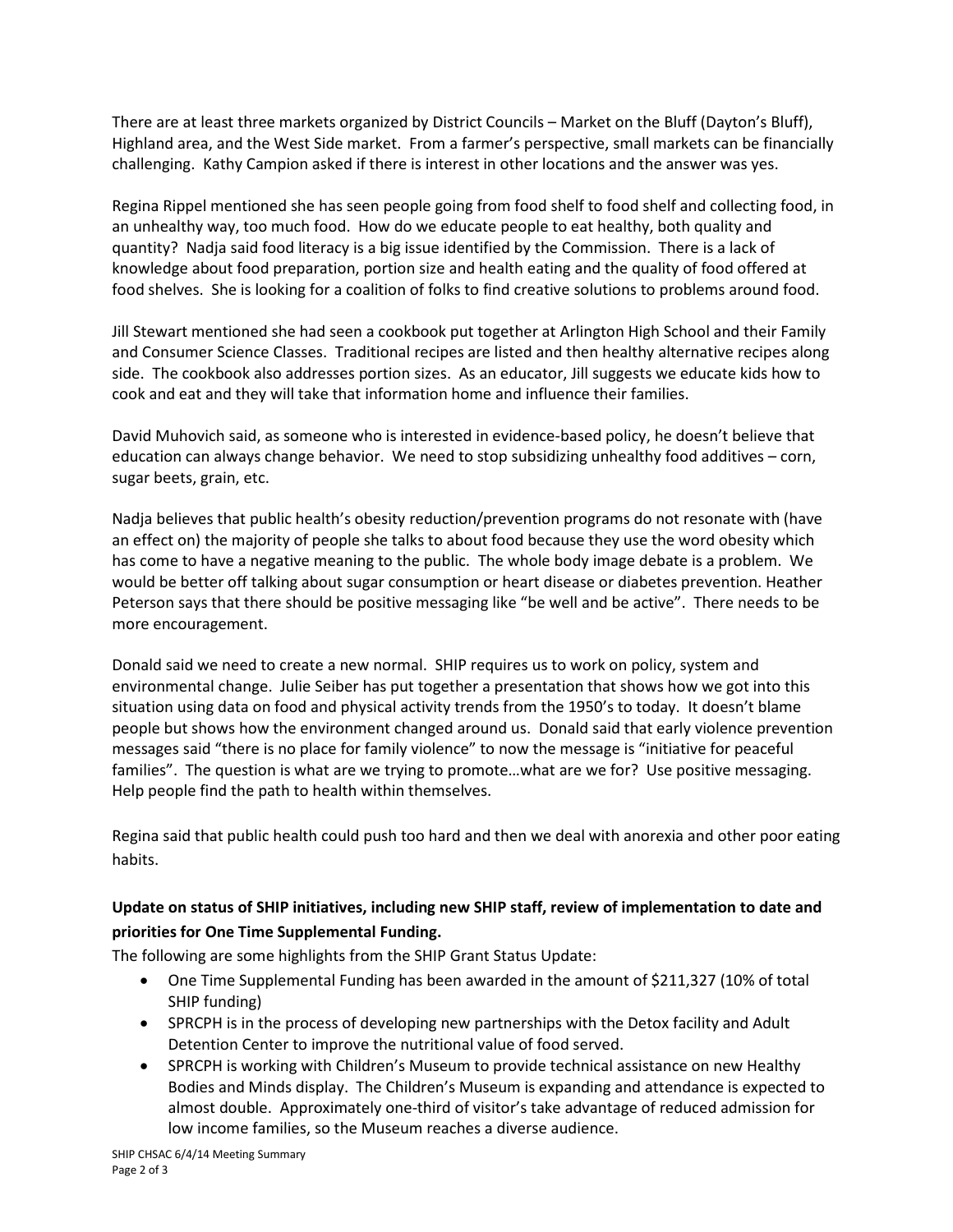There are at least three markets organized by District Councils – Market on the Bluff (Dayton's Bluff), Highland area, and the West Side market. From a farmer's perspective, small markets can be financially challenging. Kathy Campion asked if there is interest in other locations and the answer was yes.

Regina Rippel mentioned she has seen people going from food shelf to food shelf and collecting food, in an unhealthy way, too much food. How do we educate people to eat healthy, both quality and quantity? Nadja said food literacy is a big issue identified by the Commission. There is a lack of knowledge about food preparation, portion size and health eating and the quality of food offered at food shelves. She is looking for a coalition of folks to find creative solutions to problems around food.

Jill Stewart mentioned she had seen a cookbook put together at Arlington High School and their Family and Consumer Science Classes. Traditional recipes are listed and then healthy alternative recipes along side. The cookbook also addresses portion sizes. As an educator, Jill suggests we educate kids how to cook and eat and they will take that information home and influence their families.

David Muhovich said, as someone who is interested in evidence-based policy, he doesn't believe that education can always change behavior. We need to stop subsidizing unhealthy food additives – corn, sugar beets, grain, etc.

Nadja believes that public health's obesity reduction/prevention programs do not resonate with (have an effect on) the majority of people she talks to about food because they use the word obesity which has come to have a negative meaning to the public. The whole body image debate is a problem. We would be better off talking about sugar consumption or heart disease or diabetes prevention. Heather Peterson says that there should be positive messaging like "be well and be active". There needs to be more encouragement.

Donald said we need to create a new normal. SHIP requires us to work on policy, system and environmental change. Julie Seiber has put together a presentation that shows how we got into this situation using data on food and physical activity trends from the 1950's to today. It doesn't blame people but shows how the environment changed around us. Donald said that early violence prevention messages said "there is no place for family violence" to now the message is "initiative for peaceful families". The question is what are we trying to promote…what are we for? Use positive messaging. Help people find the path to health within themselves.

Regina said that public health could push too hard and then we deal with anorexia and other poor eating habits.

**Update on status of SHIP initiatives, including new SHIP staff, review of implementation to date and priorities for One Time Supplemental Funding.**

The following are some highlights from the SHIP Grant Status Update:

- One Time Supplemental Funding has been awarded in the amount of $211,327 (10% of total SHIP funding)
- SPRCPH is in the process of developing new partnerships with the Detox facility and Adult Detention Center to improve the nutritional value of food served.
- SPRCPH is working with Children's Museum to provide technical assistance on new Healthy Bodies and Minds display. The Children's Museum is expanding and attendance is expected to almost double. Approximately one-third of visitor's take advantage of reduced admission for low income families, so the Museum reaches a diverse audience.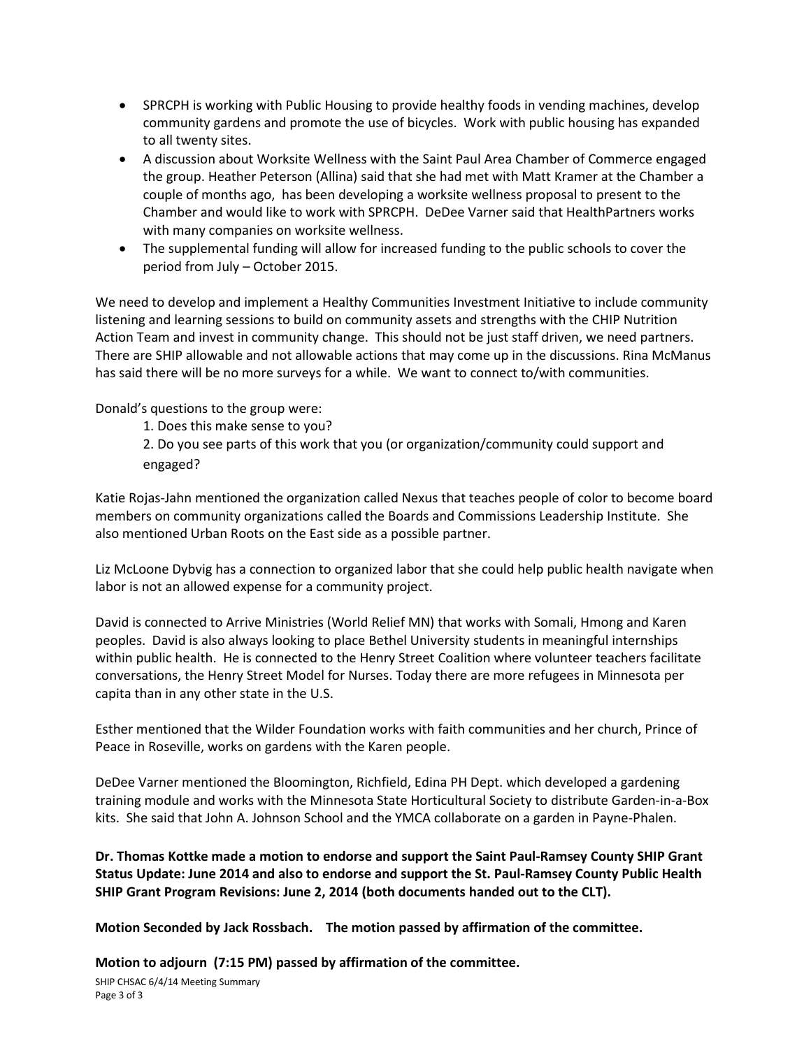- SPRCPH is working with Public Housing to provide healthy foods in vending machines, develop community gardens and promote the use of bicycles. Work with public housing has expanded to all twenty sites.
- A discussion about Worksite Wellness with the Saint Paul Area Chamber of Commerce engaged the group. Heather Peterson (Allina) said that she had met with Matt Kramer at the Chamber a couple of months ago, has been developing a worksite wellness proposal to present to the Chamber and would like to work with SPRCPH. DeDee Varner said that HealthPartners works with many companies on worksite wellness.
- The supplemental funding will allow for increased funding to the public schools to cover the period from July – October 2015.

We need to develop and implement a Healthy Communities Investment Initiative to include community listening and learning sessions to build on community assets and strengths with the CHIP Nutrition Action Team and invest in community change. This should not be just staff driven, we need partners. There are SHIP allowable and not allowable actions that may come up in the discussions. Rina McManus has said there will be no more surveys for a while. We want to connect to/with communities.

Donald's questions to the group were:

1. Does this make sense to you?
2. Do you see parts of this work that you (or organization/community could support and engaged?

Katie Rojas-Jahn mentioned the organization called Nexus that teaches people of color to become board members on community organizations called the Boards and Commissions Leadership Institute. She also mentioned Urban Roots on the East side as a possible partner.

Liz McLoone Dybvig has a connection to organized labor that she could help public health navigate when labor is not an allowed expense for a community project.

David is connected to Arrive Ministries (World Relief MN) that works with Somali, Hmong and Karen peoples. David is also always looking to place Bethel University students in meaningful internships within public health. He is connected to the Henry Street Coalition where volunteer teachers facilitate conversations, the Henry Street Model for Nurses. Today there are more refugees in Minnesota per capita than in any other state in the U.S.

Esther mentioned that the Wilder Foundation works with faith communities and her church, Prince of Peace in Roseville, works on gardens with the Karen people.

DeDee Varner mentioned the Bloomington, Richfield, Edina PH Dept. which developed a gardening training module and works with the Minnesota State Horticultural Society to distribute Garden-in-a-Box kits. She said that John A. Johnson School and the YMCA collaborate on a garden in Payne-Phalen.

**Dr. Thomas Kottke made a motion to endorse and support the Saint Paul-Ramsey County SHIP Grant Status Update: June 2014 and also to endorse and support the St. Paul-Ramsey County Public Health SHIP Grant Program Revisions: June 2, 2014 (both documents handed out to the CLT).**

**Motion Seconded by Jack Rossbach. The motion passed by affirmation of the committee.**

**Motion to adjourn (7:15 PM) passed by affirmation of the committee.**